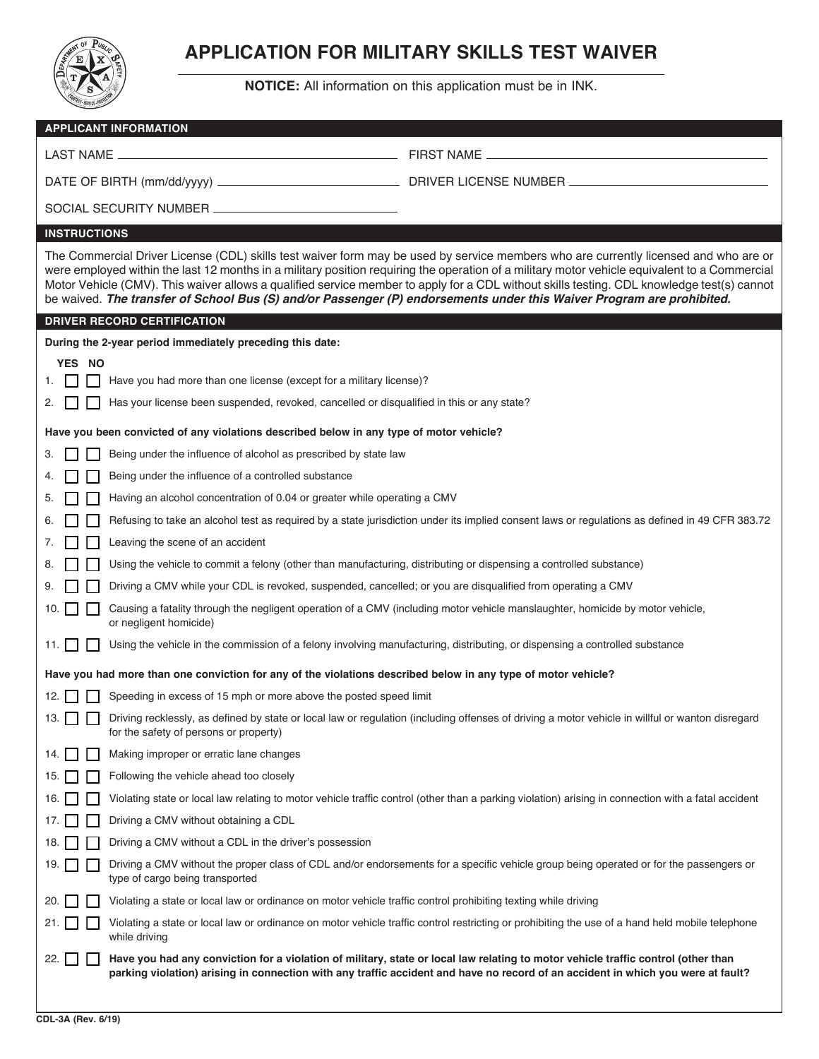# APPLICATION FOR MILITARY SKILLS TEST WAIVER

**NOTICE:** All information on this application must be in INK.

## APPLICANT INFORMATION

LAST NAME ______________________ FIRST NAME ______________________

DATE OF BIRTH (mm/dd/yyyy) ______________________ DRIVER LICENSE NUMBER ______________________

SOCIAL SECURITY NUMBER ______________________

## INSTRUCTIONS

The Commercial Driver License (CDL) skills test waiver form may be used by service members who are currently licensed and who are or were employed within the last 12 months in a military position requiring the operation of a military motor vehicle equivalent to a Commercial Motor Vehicle (CMV). This waiver allows a qualified service member to apply for a CDL without skills testing. CDL knowledge test(s) cannot be waived. ***The transfer of School Bus (S) and/or Passenger (P) endorsements under this Waiver Program are prohibited.***

## DRIVER RECORD CERTIFICATION

**During the 2-year period immediately preceding this date:**

| | YES | NO | |
|---|---|---|---|
| 1. | ☐ | ☐ | Have you had more than one license (except for a military license)? |
| 2. | ☐ | ☐ | Has your license been suspended, revoked, cancelled or disqualified in this or any state? |

**Have you been convicted of any violations described below in any type of motor vehicle?**

| | YES | NO | |
|---|---|---|---|
| 3. | ☐ | ☐ | Being under the influence of alcohol as prescribed by state law |
| 4. | ☐ | ☐ | Being under the influence of a controlled substance |
| 5. | ☐ | ☐ | Having an alcohol concentration of 0.04 or greater while operating a CMV |
| 6. | ☐ | ☐ | Refusing to take an alcohol test as required by a state jurisdiction under its implied consent laws or regulations as defined in 49 CFR 383.72 |
| 7. | ☐ | ☐ | Leaving the scene of an accident |
| 8. | ☐ | ☐ | Using the vehicle to commit a felony (other than manufacturing, distributing or dispensing a controlled substance) |
| 9. | ☐ | ☐ | Driving a CMV while your CDL is revoked, suspended, cancelled; or you are disqualified from operating a CMV |
| 10. | ☐ | ☐ | Causing a fatality through the negligent operation of a CMV (including motor vehicle manslaughter, homicide by motor vehicle, or negligent homicide) |
| 11. | ☐ | ☐ | Using the vehicle in the commission of a felony involving manufacturing, distributing, or dispensing a controlled substance |

**Have you had more than one conviction for any of the violations described below in any type of motor vehicle?**

| | YES | NO | |
|---|---|---|---|
| 12. | ☐ | ☐ | Speeding in excess of 15 mph or more above the posted speed limit |
| 13. | ☐ | ☐ | Driving recklessly, as defined by state or local law or regulation (including offenses of driving a motor vehicle in willful or wanton disregard for the safety of persons or property) |
| 14. | ☐ | ☐ | Making improper or erratic lane changes |
| 15. | ☐ | ☐ | Following the vehicle ahead too closely |
| 16. | ☐ | ☐ | Violating state or local law relating to motor vehicle traffic control (other than a parking violation) arising in connection with a fatal accident |
| 17. | ☐ | ☐ | Driving a CMV without obtaining a CDL |
| 18. | ☐ | ☐ | Driving a CMV without a CDL in the driver's possession |
| 19. | ☐ | ☐ | Driving a CMV without the proper class of CDL and/or endorsements for a specific vehicle group being operated or for the passengers or type of cargo being transported |
| 20. | ☐ | ☐ | Violating a state or local law or ordinance on motor vehicle traffic control prohibiting texting while driving |
| 21. | ☐ | ☐ | Violating a state or local law or ordinance on motor vehicle traffic control restricting or prohibiting the use of a hand held mobile telephone while driving |
| 22. | ☐ | ☐ | **Have you had any conviction for a violation of military, state or local law relating to motor vehicle traffic control (other than parking violation) arising in connection with any traffic accident and have no record of an accident in which you were at fault?** |

CDL-3A (Rev. 6/19)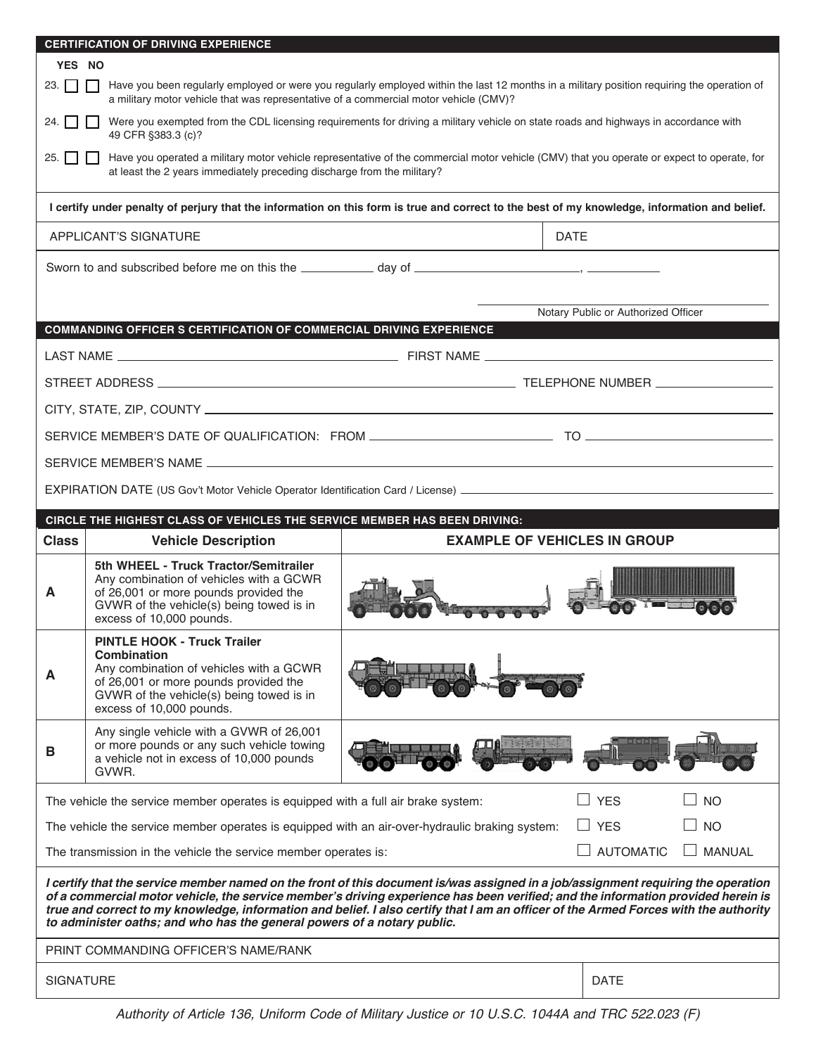## CERTIFICATION OF DRIVING EXPERIENCE

| | YES | NO | |
|---|---|---|---|
| 23. | ☐ | ☐ | Have you been regularly employed or were you regularly employed within the last 12 months in a military position requiring the operation of a military motor vehicle that was representative of a commercial motor vehicle (CMV)? |
| 24. | ☐ | ☐ | Were you exempted from the CDL licensing requirements for driving a military vehicle on state roads and highways in accordance with 49 CFR §383.3 (c)? |
| 25. | ☐ | ☐ | Have you operated a military motor vehicle representative of the commercial motor vehicle (CMV) that you operate or expect to operate, for at least the 2 years immediately preceding discharge from the military? |

**I certify under penalty of perjury that the information on this form is true and correct to the best of my knowledge, information and belief.**

| APPLICANT'S SIGNATURE | DATE |
|---|---|
| | |

Sworn to and subscribed before me on this the __________ day of ______________________, __________

______________________________
Notary Public or Authorized Officer

## COMMANDING OFFICER S CERTIFICATION OF COMMERCIAL DRIVING EXPERIENCE

LAST NAME ______________________ FIRST NAME ______________________

STREET ADDRESS ______________________ TELEPHONE NUMBER ______________________

CITY, STATE, ZIP, COUNTY ______________________

SERVICE MEMBER'S DATE OF QUALIFICATION: FROM ______________________ TO ______________________

SERVICE MEMBER'S NAME ______________________

EXPIRATION DATE (US Gov't Motor Vehicle Operator Identification Card / License) ______________________

## CIRCLE THE HIGHEST CLASS OF VEHICLES THE SERVICE MEMBER HAS BEEN DRIVING:

| Class | Vehicle Description | EXAMPLE OF VEHICLES IN GROUP |
|---|---|---|
| A | **5th WHEEL - Truck Tractor/Semitrailer** Any combination of vehicles with a GCWR of 26,001 or more pounds provided the GVWR of the vehicle(s) being towed is in excess of 10,000 pounds. | |
| A | **PINTLE HOOK - Truck Trailer Combination** Any combination of vehicles with a GCWR of 26,001 or more pounds provided the GVWR of the vehicle(s) being towed is in excess of 10,000 pounds. | |
| B | Any single vehicle with a GVWR of 26,001 or more pounds or any such vehicle towing a vehicle not in excess of 10,000 pounds GVWR. | |

| | | |
|---|---|---|
| The vehicle the service member operates is equipped with a full air brake system: | ☐ YES | ☐ NO |
| The vehicle the service member operates is equipped with an air-over-hydraulic braking system: | ☐ YES | ☐ NO |
| The transmission in the vehicle the service member operates is: | ☐ AUTOMATIC | ☐ MANUAL |

***I certify that the service member named on the front of this document is/was assigned in a job/assignment requiring the operation of a commercial motor vehicle, the service member's driving experience has been verified; and the information provided herein is true and correct to my knowledge, information and belief. I also certify that I am an officer of the Armed Forces with the authority to administer oaths; and who has the general powers of a notary public.***

PRINT COMMANDING OFFICER'S NAME/RANK

| SIGNATURE | DATE |
|---|---|
| | |

*Authority of Article 136, Uniform Code of Military Justice or 10 U.S.C. 1044A and TRC 522.023 (F)*